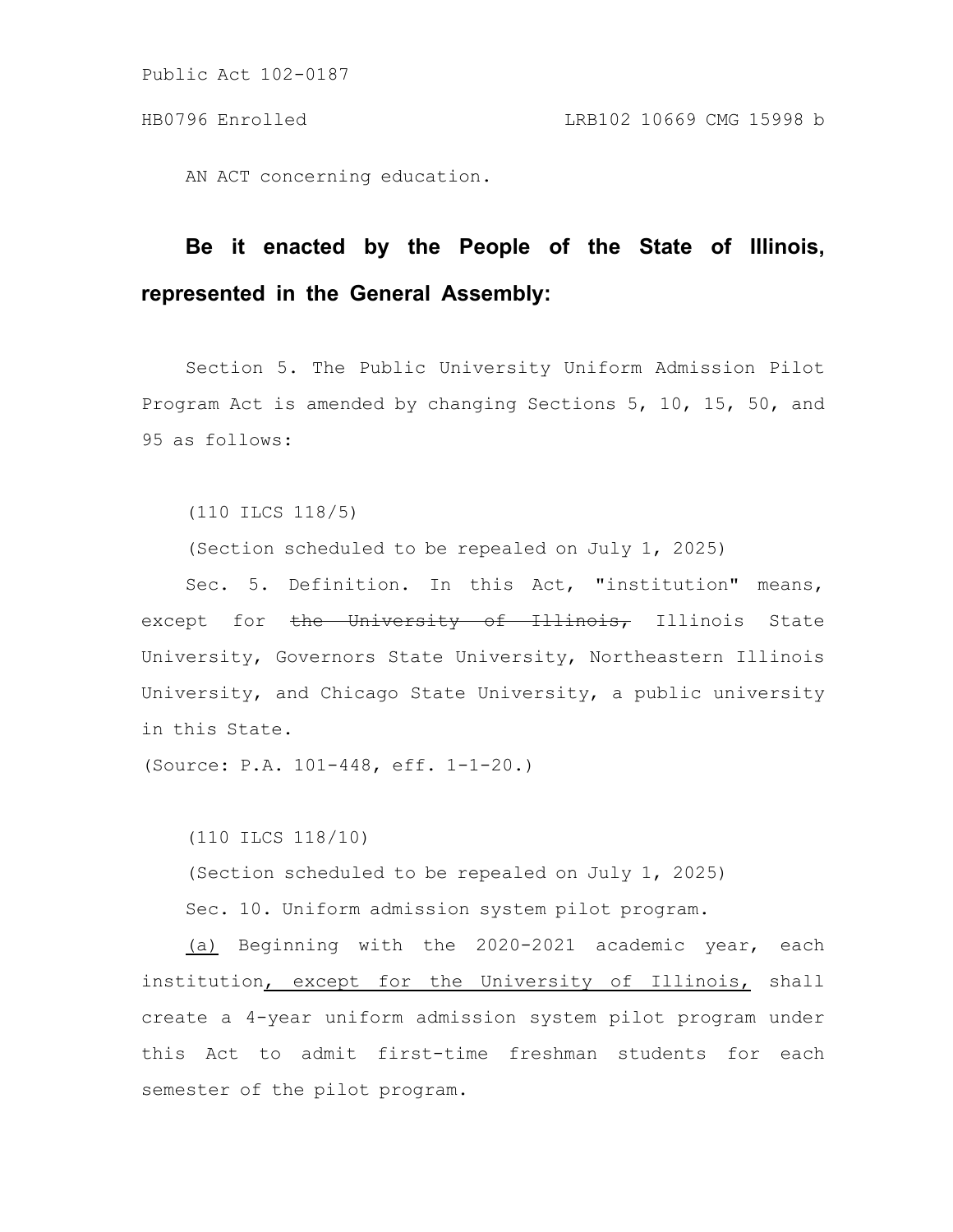Public Act 102-0187

HB0796 Enrolled LRB102 10669 CMG 15998 b

AN ACT concerning education.

**Be it enacted by the People of the State of Illinois, represented in the General Assembly:**

Section 5. The Public University Uniform Admission Pilot Program Act is amended by changing Sections 5, 10, 15, 50, and 95 as follows:

(110 ILCS 118/5)

(Section scheduled to be repealed on July 1, 2025)

Sec. 5. Definition. In this Act, "institution" means, except for ~~the University of Illinois,~~ Illinois State University, Governors State University, Northeastern Illinois University, and Chicago State University, a public university in this State.

(Source: P.A. 101-448, eff. 1-1-20.)

(110 ILCS 118/10)

(Section scheduled to be repealed on July 1, 2025)

Sec. 10. Uniform admission system pilot program.

<u>(a)</u> Beginning with the 2020-2021 academic year, each institution<u>, except for the University of Illinois,</u> shall create a 4-year uniform admission system pilot program under this Act to admit first-time freshman students for each semester of the pilot program.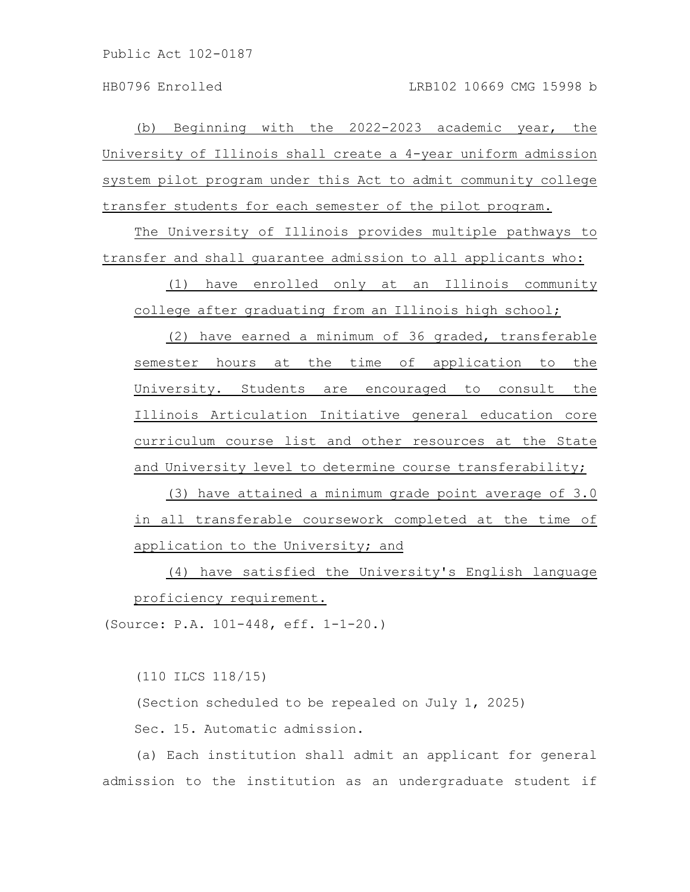(b) Beginning with the 2022-2023 academic year, the University of Illinois shall create a 4-year uniform admission system pilot program under this Act to admit community college transfer students for each semester of the pilot program.

The University of Illinois provides multiple pathways to transfer and shall guarantee admission to all applicants who:

(1) have enrolled only at an Illinois community college after graduating from an Illinois high school;

(2) have earned a minimum of 36 graded, transferable semester hours at the time of application to the University. Students are encouraged to consult the Illinois Articulation Initiative general education core curriculum course list and other resources at the State and University level to determine course transferability;

(3) have attained a minimum grade point average of 3.0 in all transferable coursework completed at the time of application to the University; and

(4) have satisfied the University's English language proficiency requirement.

(Source: P.A. 101-448, eff. 1-1-20.)

(110 ILCS 118/15)

(Section scheduled to be repealed on July 1, 2025)

Sec. 15. Automatic admission.

(a) Each institution shall admit an applicant for general admission to the institution as an undergraduate student if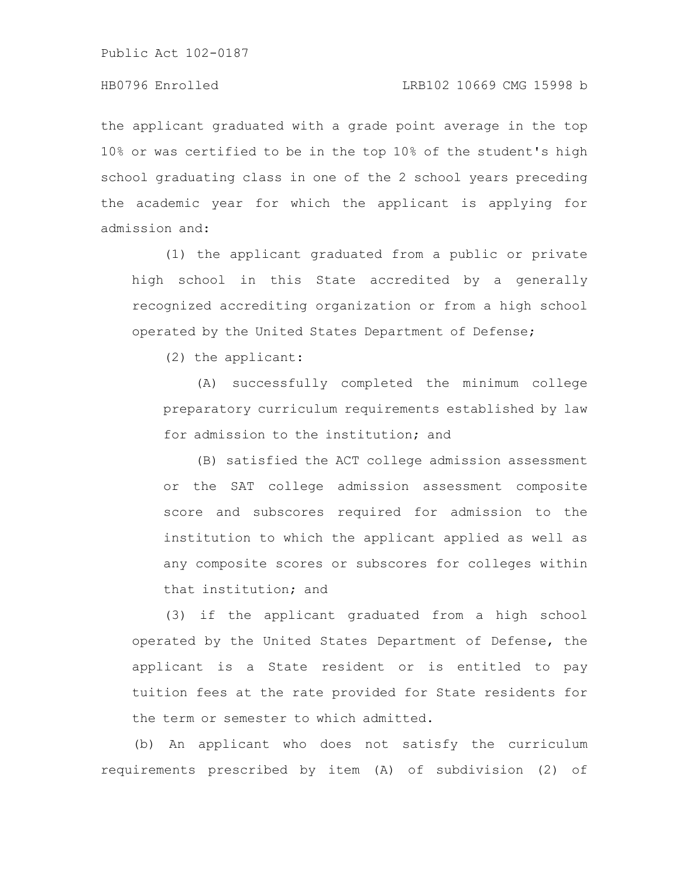the applicant graduated with a grade point average in the top 10% or was certified to be in the top 10% of the student's high school graduating class in one of the 2 school years preceding the academic year for which the applicant is applying for admission and:

(1) the applicant graduated from a public or private high school in this State accredited by a generally recognized accrediting organization or from a high school operated by the United States Department of Defense;

(2) the applicant:

(A) successfully completed the minimum college preparatory curriculum requirements established by law for admission to the institution; and

(B) satisfied the ACT college admission assessment or the SAT college admission assessment composite score and subscores required for admission to the institution to which the applicant applied as well as any composite scores or subscores for colleges within that institution; and

(3) if the applicant graduated from a high school operated by the United States Department of Defense, the applicant is a State resident or is entitled to pay tuition fees at the rate provided for State residents for the term or semester to which admitted.

(b) An applicant who does not satisfy the curriculum requirements prescribed by item (A) of subdivision (2) of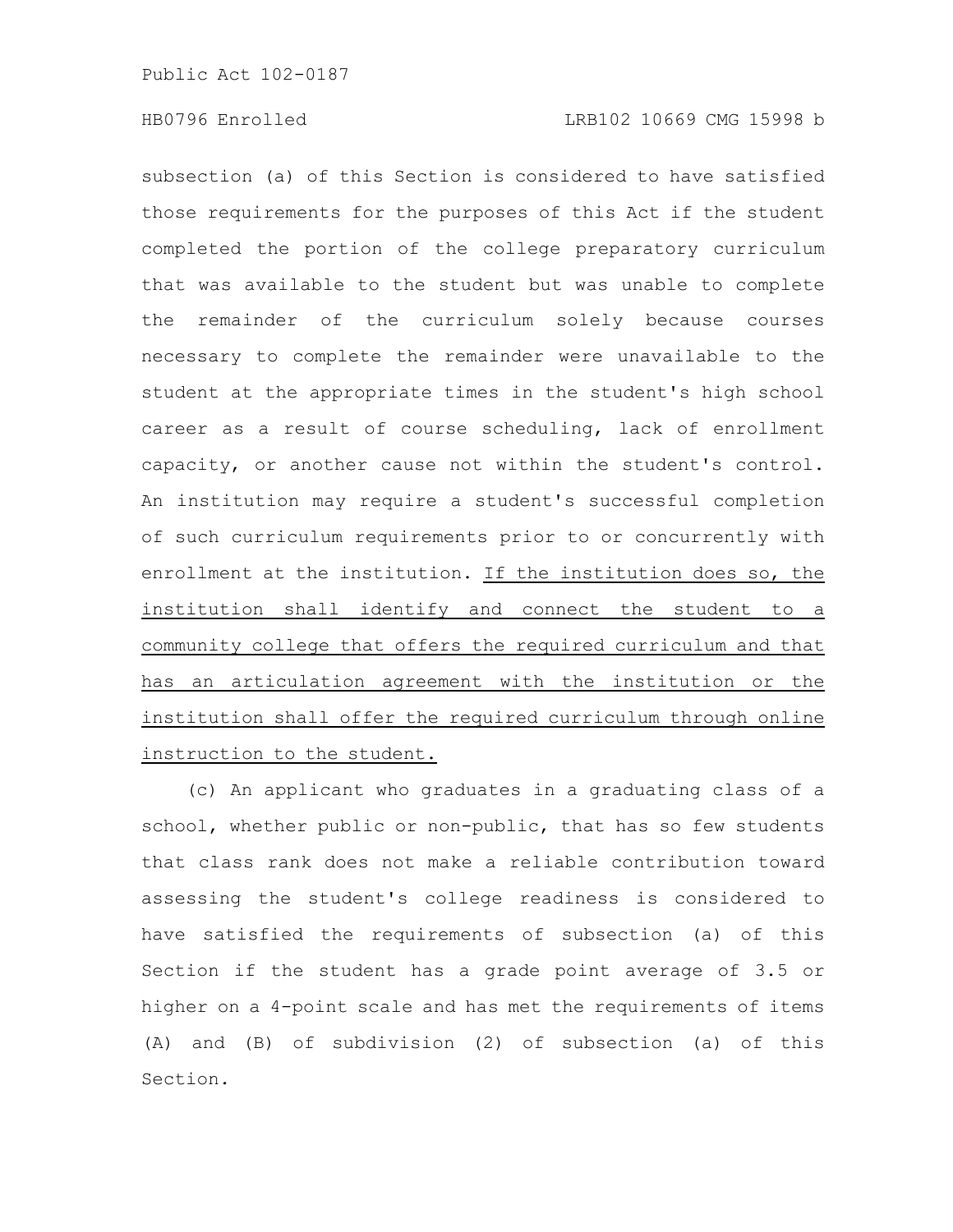subsection (a) of this Section is considered to have satisfied those requirements for the purposes of this Act if the student completed the portion of the college preparatory curriculum that was available to the student but was unable to complete the remainder of the curriculum solely because courses necessary to complete the remainder were unavailable to the student at the appropriate times in the student's high school career as a result of course scheduling, lack of enrollment capacity, or another cause not within the student's control. An institution may require a student's successful completion of such curriculum requirements prior to or concurrently with enrollment at the institution. <u>If the institution does so, the institution shall identify and connect the student to a community college that offers the required curriculum and that has an articulation agreement with the institution or the institution shall offer the required curriculum through online instruction to the student.</u>

(c) An applicant who graduates in a graduating class of a school, whether public or non-public, that has so few students that class rank does not make a reliable contribution toward assessing the student's college readiness is considered to have satisfied the requirements of subsection (a) of this Section if the student has a grade point average of 3.5 or higher on a 4-point scale and has met the requirements of items (A) and (B) of subdivision (2) of subsection (a) of this Section.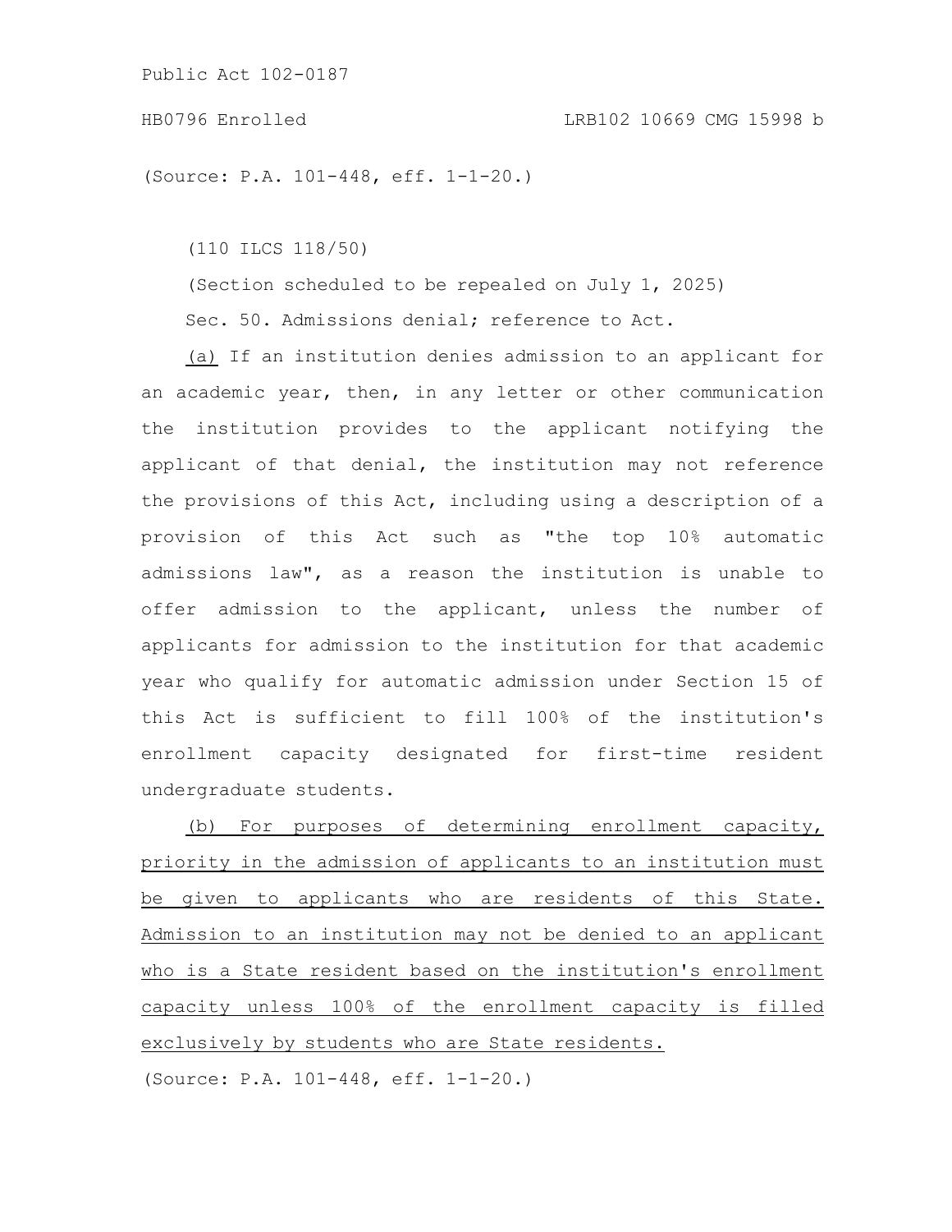(Source: P.A. 101-448, eff. 1-1-20.)

(110 ILCS 118/50)

(Section scheduled to be repealed on July 1, 2025)

Sec. 50. Admissions denial; reference to Act.

<u>(a)</u> If an institution denies admission to an applicant for an academic year, then, in any letter or other communication the institution provides to the applicant notifying the applicant of that denial, the institution may not reference the provisions of this Act, including using a description of a provision of this Act such as "the top 10% automatic admissions law", as a reason the institution is unable to offer admission to the applicant, unless the number of applicants for admission to the institution for that academic year who qualify for automatic admission under Section 15 of this Act is sufficient to fill 100% of the institution's enrollment capacity designated for first-time resident undergraduate students.

<u>(b) For purposes of determining enrollment capacity, priority in the admission of applicants to an institution must be given to applicants who are residents of this State. Admission to an institution may not be denied to an applicant who is a State resident based on the institution's enrollment capacity unless 100% of the enrollment capacity is filled exclusively by students who are State residents.</u>

(Source: P.A. 101-448, eff. 1-1-20.)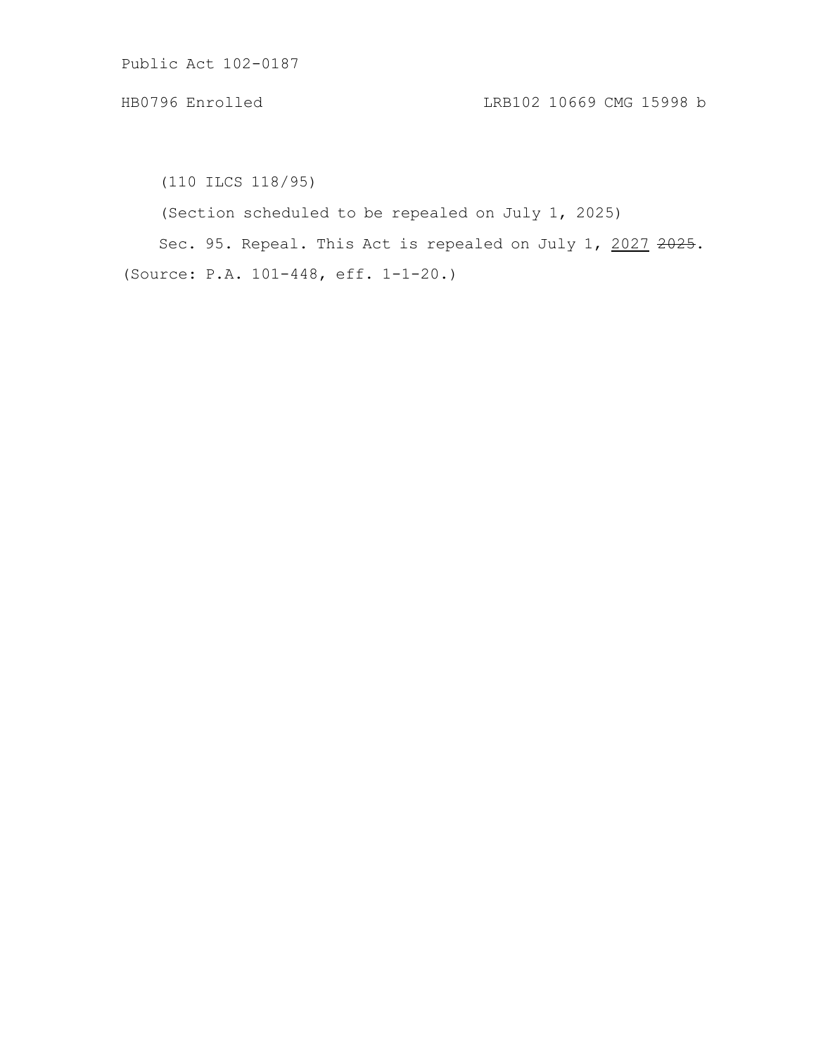(110 ILCS 118/95)

(Section scheduled to be repealed on July 1, 2025)

Sec. 95. Repeal. This Act is repealed on July 1, <u>2027</u> ~~2025~~.

(Source: P.A. 101-448, eff. 1-1-20.)